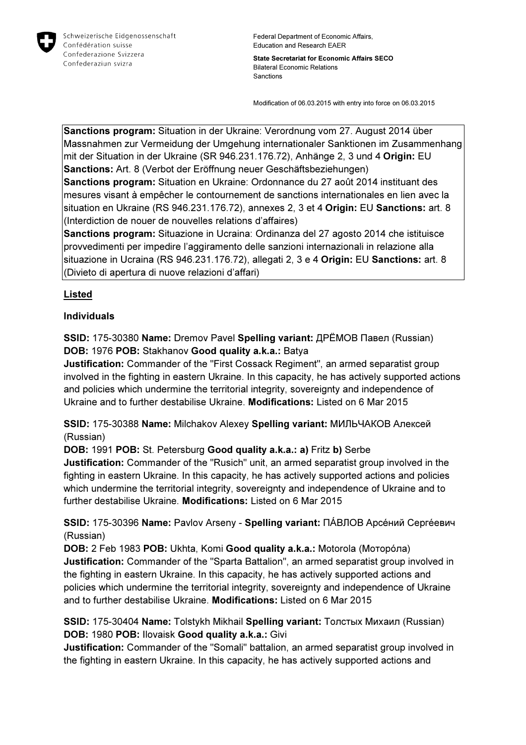Schweizerische Eidgenossenschaft
Confédération suisse
Confederazione Svizzera
Confederaziun svizra

Federal Department of Economic Affairs, Education and Research EAER

**State Secretariat for Economic Affairs SECO**
Bilateral Economic Relations
Sanctions

Modification of 06.03.2015 with entry into force on 06.03.2015

**Sanctions program:** Situation in der Ukraine: Verordnung vom 27. August 2014 über Massnahmen zur Vermeidung der Umgehung internationaler Sanktionen im Zusammenhang mit der Situation in der Ukraine (SR 946.231.176.72), Anhänge 2, 3 und 4 **Origin:** EU **Sanctions:** Art. 8 (Verbot der Eröffnung neuer Geschäftsbeziehungen)
**Sanctions program:** Situation en Ukraine: Ordonnance du 27 août 2014 instituant des mesures visant à empêcher le contournement de sanctions internationales en lien avec la situation en Ukraine (RS 946.231.176.72), annexes 2, 3 et 4 **Origin:** EU **Sanctions:** art. 8 (Interdiction de nouer de nouvelles relations d'affaires)
**Sanctions program:** Situazione in Ucraina: Ordinanza del 27 agosto 2014 che istituisce provvedimenti per impedire l'aggiramento delle sanzioni internazionali in relazione alla situazione in Ucraina (RS 946.231.176.72), allegati 2, 3 e 4 **Origin:** EU **Sanctions:** art. 8 (Divieto di apertura di nuove relazioni d'affari)

## Listed

### Individuals

**SSID:** 175-30380 **Name:** Dremov Pavel **Spelling variant:** ДРЁМОВ Павел (Russian)
**DOB:** 1976 **POB:** Stakhanov **Good quality a.k.a.:** Batya
**Justification:** Commander of the "First Cossack Regiment", an armed separatist group involved in the fighting in eastern Ukraine. In this capacity, he has actively supported actions and policies which undermine the territorial integrity, sovereignty and independence of Ukraine and to further destabilise Ukraine. **Modifications:** Listed on 6 Mar 2015

**SSID:** 175-30388 **Name:** Milchakov Alexey **Spelling variant:** МИЛЬЧАКОВ Алексей (Russian)
**DOB:** 1991 **POB:** St. Petersburg **Good quality a.k.a.: a)** Fritz **b)** Serbe
**Justification:** Commander of the "Rusich" unit, an armed separatist group involved in the fighting in eastern Ukraine. In this capacity, he has actively supported actions and policies which undermine the territorial integrity, sovereignty and independence of Ukraine and to further destabilise Ukraine. **Modifications:** Listed on 6 Mar 2015

**SSID:** 175-30396 **Name:** Pavlov Arseny - **Spelling variant:** ПА́ВЛОВ Арсе́ний Серге́евич (Russian)
**DOB:** 2 Feb 1983 **POB:** Ukhta, Komi **Good quality a.k.a.:** Motorola (Мото́рола)
**Justification:** Commander of the "Sparta Battalion", an armed separatist group involved in the fighting in eastern Ukraine. In this capacity, he has actively supported actions and policies which undermine the territorial integrity, sovereignty and independence of Ukraine and to further destabilise Ukraine. **Modifications:** Listed on 6 Mar 2015

**SSID:** 175-30404 **Name:** Tolstykh Mikhail **Spelling variant:** Толстых Михаил (Russian)
**DOB:** 1980 **POB:** Ilovaisk **Good quality a.k.a.:** Givi
**Justification:** Commander of the "Somali" battalion, an armed separatist group involved in the fighting in eastern Ukraine. In this capacity, he has actively supported actions and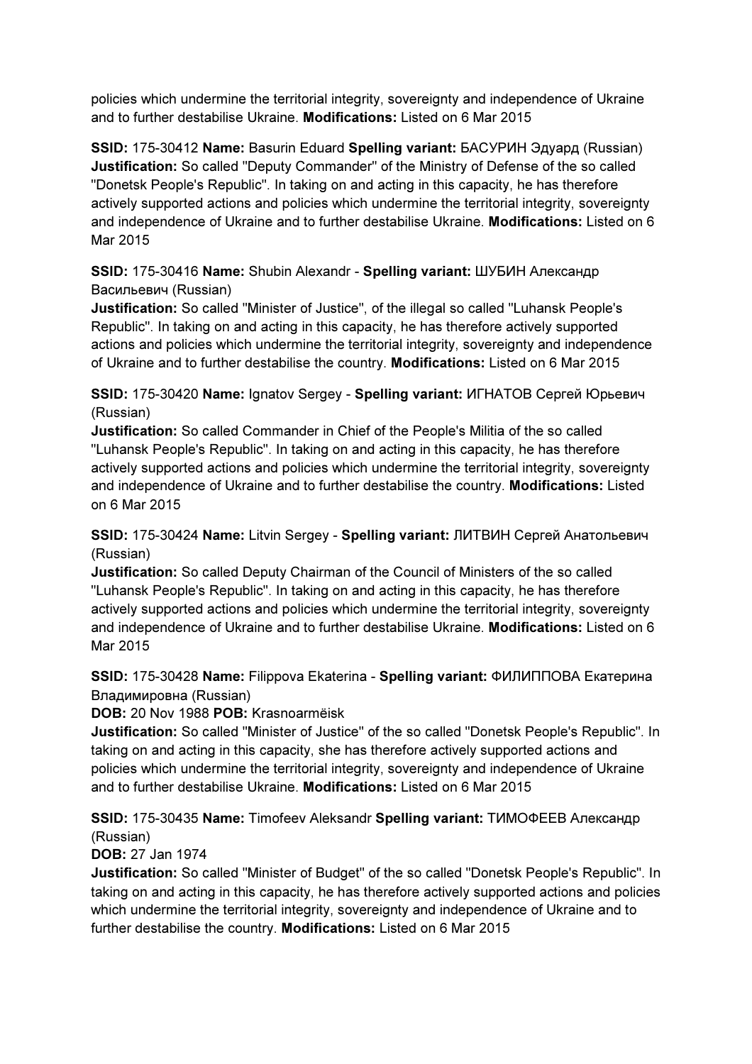policies which undermine the territorial integrity, sovereignty and independence of Ukraine and to further destabilise Ukraine. **Modifications:** Listed on 6 Mar 2015

**SSID:** 175-30412 **Name:** Basurin Eduard **Spelling variant:** БАСУРИН Эдуард (Russian) **Justification:** So called "Deputy Commander" of the Ministry of Defense of the so called "Donetsk People's Republic". In taking on and acting in this capacity, he has therefore actively supported actions and policies which undermine the territorial integrity, sovereignty and independence of Ukraine and to further destabilise Ukraine. **Modifications:** Listed on 6 Mar 2015

**SSID:** 175-30416 **Name:** Shubin Alexandr - **Spelling variant:** ШУБИН Александр Васильевич (Russian)
**Justification:** So called "Minister of Justice", of the illegal so called "Luhansk People's Republic". In taking on and acting in this capacity, he has therefore actively supported actions and policies which undermine the territorial integrity, sovereignty and independence of Ukraine and to further destabilise the country. **Modifications:** Listed on 6 Mar 2015

**SSID:** 175-30420 **Name:** Ignatov Sergey - **Spelling variant:** ИГНАТОВ Сергей Юрьевич (Russian)
**Justification:** So called Commander in Chief of the People's Militia of the so called "Luhansk People's Republic". In taking on and acting in this capacity, he has therefore actively supported actions and policies which undermine the territorial integrity, sovereignty and independence of Ukraine and to further destabilise the country. **Modifications:** Listed on 6 Mar 2015

**SSID:** 175-30424 **Name:** Litvin Sergey - **Spelling variant:** ЛИТВИН Сергей Анатольевич (Russian)
**Justification:** So called Deputy Chairman of the Council of Ministers of the so called "Luhansk People's Republic". In taking on and acting in this capacity, he has therefore actively supported actions and policies which undermine the territorial integrity, sovereignty and independence of Ukraine and to further destabilise Ukraine. **Modifications:** Listed on 6 Mar 2015

**SSID:** 175-30428 **Name:** Filippova Ekaterina - **Spelling variant:** ФИЛИППОВА Екатерина Владимировна (Russian)
**DOB:** 20 Nov 1988 **POB:** Krasnoarmëisk
**Justification:** So called "Minister of Justice" of the so called "Donetsk People's Republic". In taking on and acting in this capacity, she has therefore actively supported actions and policies which undermine the territorial integrity, sovereignty and independence of Ukraine and to further destabilise Ukraine. **Modifications:** Listed on 6 Mar 2015

**SSID:** 175-30435 **Name:** Timofeev Aleksandr **Spelling variant:** ТИМОФЕЕВ Александр (Russian)
**DOB:** 27 Jan 1974
**Justification:** So called "Minister of Budget" of the so called "Donetsk People's Republic". In taking on and acting in this capacity, he has therefore actively supported actions and policies which undermine the territorial integrity, sovereignty and independence of Ukraine and to further destabilise the country. **Modifications:** Listed on 6 Mar 2015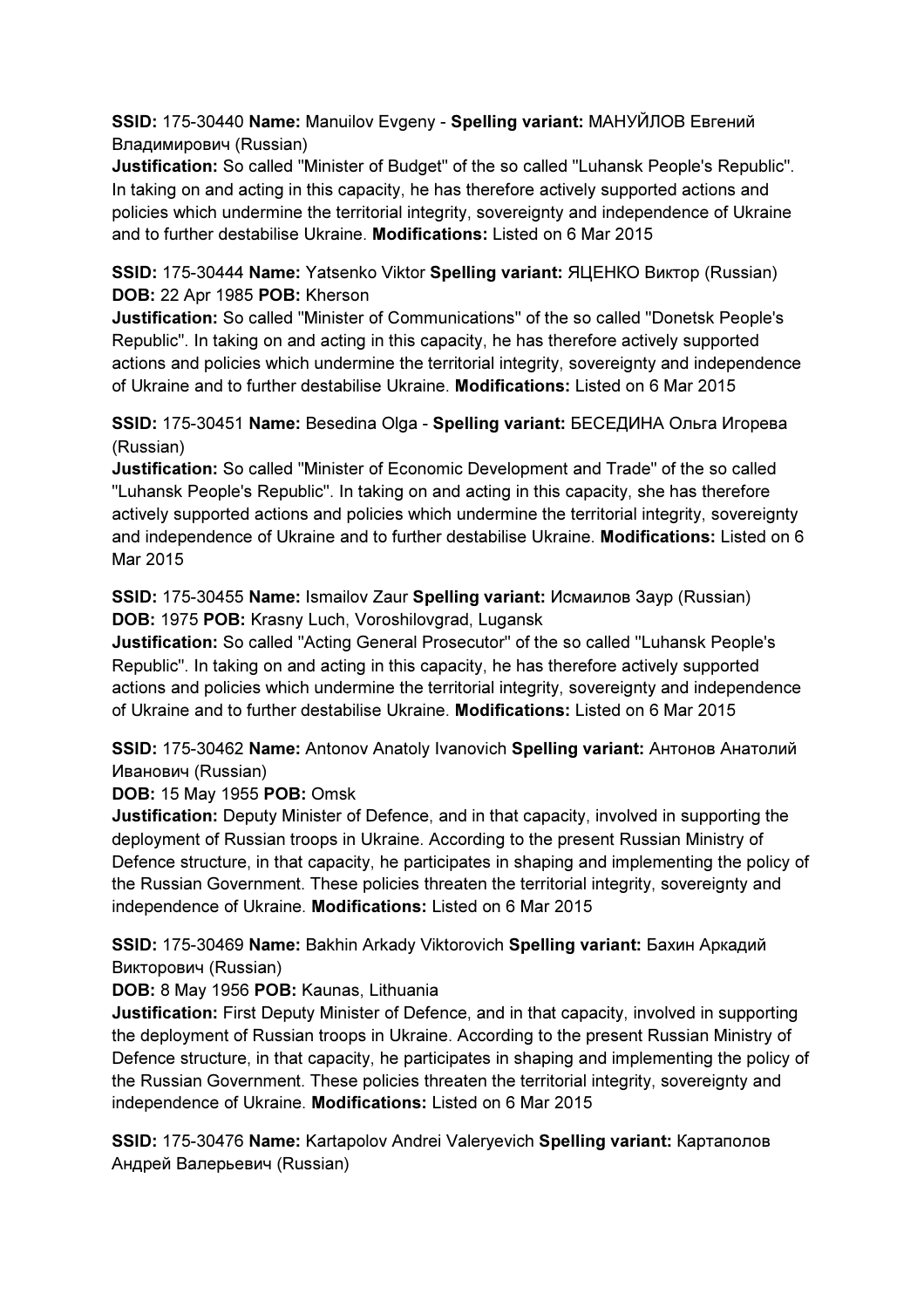**SSID:** 175-30440 **Name:** Manuilov Evgeny - **Spelling variant:** МАНУЙЛОВ Евгений Владимирович (Russian)
**Justification:** So called "Minister of Budget" of the so called "Luhansk People's Republic". In taking on and acting in this capacity, he has therefore actively supported actions and policies which undermine the territorial integrity, sovereignty and independence of Ukraine and to further destabilise Ukraine. **Modifications:** Listed on 6 Mar 2015

**SSID:** 175-30444 **Name:** Yatsenko Viktor **Spelling variant:** ЯЦЕНКО Виктор (Russian)
**DOB:** 22 Apr 1985 **POB:** Kherson
**Justification:** So called "Minister of Communications" of the so called "Donetsk People's Republic". In taking on and acting in this capacity, he has therefore actively supported actions and policies which undermine the territorial integrity, sovereignty and independence of Ukraine and to further destabilise Ukraine. **Modifications:** Listed on 6 Mar 2015

**SSID:** 175-30451 **Name:** Besedina Olga - **Spelling variant:** БЕСЕДИНА Ольга Игорева (Russian)
**Justification:** So called "Minister of Economic Development and Trade" of the so called "Luhansk People's Republic". In taking on and acting in this capacity, she has therefore actively supported actions and policies which undermine the territorial integrity, sovereignty and independence of Ukraine and to further destabilise Ukraine. **Modifications:** Listed on 6 Mar 2015

**SSID:** 175-30455 **Name:** Ismailov Zaur **Spelling variant:** Исмаилов Заур (Russian)
**DOB:** 1975 **POB:** Krasny Luch, Voroshilovgrad, Lugansk
**Justification:** So called "Acting General Prosecutor" of the so called "Luhansk People's Republic". In taking on and acting in this capacity, he has therefore actively supported actions and policies which undermine the territorial integrity, sovereignty and independence of Ukraine and to further destabilise Ukraine. **Modifications:** Listed on 6 Mar 2015

**SSID:** 175-30462 **Name:** Antonov Anatoly Ivanovich **Spelling variant:** Антонов Анатолий Иванович (Russian)
**DOB:** 15 May 1955 **POB:** Omsk
**Justification:** Deputy Minister of Defence, and in that capacity, involved in supporting the deployment of Russian troops in Ukraine. According to the present Russian Ministry of Defence structure, in that capacity, he participates in shaping and implementing the policy of the Russian Government. These policies threaten the territorial integrity, sovereignty and independence of Ukraine. **Modifications:** Listed on 6 Mar 2015

**SSID:** 175-30469 **Name:** Bakhin Arkady Viktorovich **Spelling variant:** Бахин Аркадий Викторович (Russian)
**DOB:** 8 May 1956 **POB:** Kaunas, Lithuania
**Justification:** First Deputy Minister of Defence, and in that capacity, involved in supporting the deployment of Russian troops in Ukraine. According to the present Russian Ministry of Defence structure, in that capacity, he participates in shaping and implementing the policy of the Russian Government. These policies threaten the territorial integrity, sovereignty and independence of Ukraine. **Modifications:** Listed on 6 Mar 2015

**SSID:** 175-30476 **Name:** Kartapolov Andrei Valeryevich **Spelling variant:** Картаполов Андрей Валерьевич (Russian)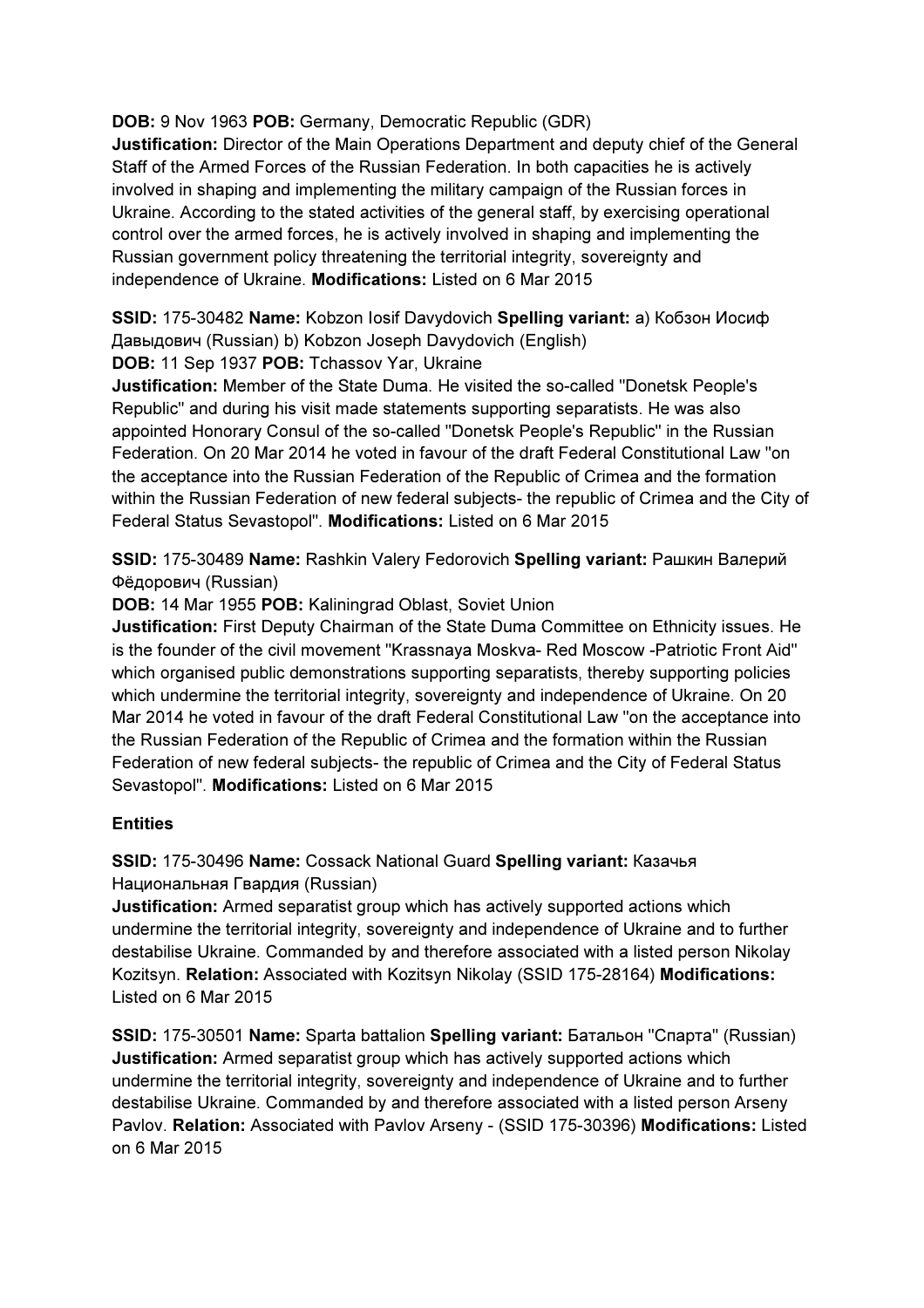**DOB:** 9 Nov 1963 **POB:** Germany, Democratic Republic (GDR)
**Justification:** Director of the Main Operations Department and deputy chief of the General Staff of the Armed Forces of the Russian Federation. In both capacities he is actively involved in shaping and implementing the military campaign of the Russian forces in Ukraine. According to the stated activities of the general staff, by exercising operational control over the armed forces, he is actively involved in shaping and implementing the Russian government policy threatening the territorial integrity, sovereignty and independence of Ukraine. **Modifications:** Listed on 6 Mar 2015

**SSID:** 175-30482 **Name:** Kobzon Iosif Davydovich **Spelling variant:** a) Кобзон Иосиф Давыдович (Russian) b) Kobzon Joseph Davydovich (English)
**DOB:** 11 Sep 1937 **POB:** Tchassov Yar, Ukraine
**Justification:** Member of the State Duma. He visited the so-called "Donetsk People's Republic" and during his visit made statements supporting separatists. He was also appointed Honorary Consul of the so-called "Donetsk People's Republic" in the Russian Federation. On 20 Mar 2014 he voted in favour of the draft Federal Constitutional Law "on the acceptance into the Russian Federation of the Republic of Crimea and the formation within the Russian Federation of new federal subjects- the republic of Crimea and the City of Federal Status Sevastopol". **Modifications:** Listed on 6 Mar 2015

**SSID:** 175-30489 **Name:** Rashkin Valery Fedorovich **Spelling variant:** Рашкин Валерий Фёдорович (Russian)
**DOB:** 14 Mar 1955 **POB:** Kaliningrad Oblast, Soviet Union
**Justification:** First Deputy Chairman of the State Duma Committee on Ethnicity issues. He is the founder of the civil movement "Krassnaya Moskva- Red Moscow -Patriotic Front Aid" which organised public demonstrations supporting separatists, thereby supporting policies which undermine the territorial integrity, sovereignty and independence of Ukraine. On 20 Mar 2014 he voted in favour of the draft Federal Constitutional Law "on the acceptance into the Russian Federation of the Republic of Crimea and the formation within the Russian Federation of new federal subjects- the republic of Crimea and the City of Federal Status Sevastopol". **Modifications:** Listed on 6 Mar 2015

**Entities**

**SSID:** 175-30496 **Name:** Cossack National Guard **Spelling variant:** Казачья Национальная Гвардия (Russian)
**Justification:** Armed separatist group which has actively supported actions which undermine the territorial integrity, sovereignty and independence of Ukraine and to further destabilise Ukraine. Commanded by and therefore associated with a listed person Nikolay Kozitsyn. **Relation:** Associated with Kozitsyn Nikolay (SSID 175-28164) **Modifications:** Listed on 6 Mar 2015

**SSID:** 175-30501 **Name:** Sparta battalion **Spelling variant:** Батальон "Спарта" (Russian)
**Justification:** Armed separatist group which has actively supported actions which undermine the territorial integrity, sovereignty and independence of Ukraine and to further destabilise Ukraine. Commanded by and therefore associated with a listed person Arseny Pavlov. **Relation:** Associated with Pavlov Arseny - (SSID 175-30396) **Modifications:** Listed on 6 Mar 2015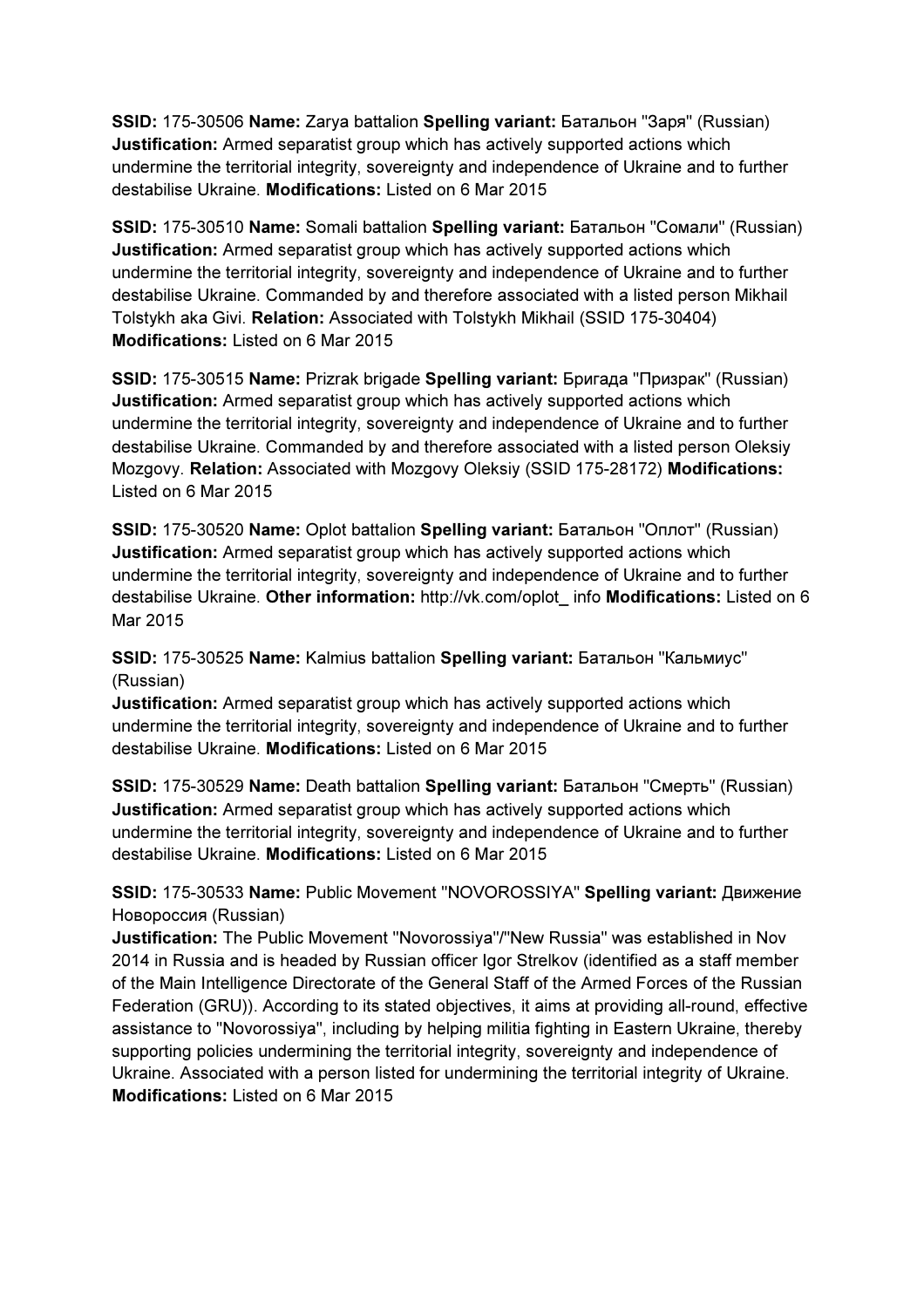**SSID:** 175-30506 **Name:** Zarya battalion **Spelling variant:** Батальон "Заря" (Russian) **Justification:** Armed separatist group which has actively supported actions which undermine the territorial integrity, sovereignty and independence of Ukraine and to further destabilise Ukraine. **Modifications:** Listed on 6 Mar 2015

**SSID:** 175-30510 **Name:** Somali battalion **Spelling variant:** Батальон "Сомали" (Russian) **Justification:** Armed separatist group which has actively supported actions which undermine the territorial integrity, sovereignty and independence of Ukraine and to further destabilise Ukraine. Commanded by and therefore associated with a listed person Mikhail Tolstykh aka Givi. **Relation:** Associated with Tolstykh Mikhail (SSID 175-30404) **Modifications:** Listed on 6 Mar 2015

**SSID:** 175-30515 **Name:** Prizrak brigade **Spelling variant:** Бригада "Призрак" (Russian) **Justification:** Armed separatist group which has actively supported actions which undermine the territorial integrity, sovereignty and independence of Ukraine and to further destabilise Ukraine. Commanded by and therefore associated with a listed person Oleksiy Mozgovy. **Relation:** Associated with Mozgovy Oleksiy (SSID 175-28172) **Modifications:** Listed on 6 Mar 2015

**SSID:** 175-30520 **Name:** Oplot battalion **Spelling variant:** Батальон "Оплот" (Russian) **Justification:** Armed separatist group which has actively supported actions which undermine the territorial integrity, sovereignty and independence of Ukraine and to further destabilise Ukraine. **Other information:** http://vk.com/oplot_ info **Modifications:** Listed on 6 Mar 2015

**SSID:** 175-30525 **Name:** Kalmius battalion **Spelling variant:** Батальон "Кальмиус" (Russian)
**Justification:** Armed separatist group which has actively supported actions which undermine the territorial integrity, sovereignty and independence of Ukraine and to further destabilise Ukraine. **Modifications:** Listed on 6 Mar 2015

**SSID:** 175-30529 **Name:** Death battalion **Spelling variant:** Батальон "Смерть" (Russian) **Justification:** Armed separatist group which has actively supported actions which undermine the territorial integrity, sovereignty and independence of Ukraine and to further destabilise Ukraine. **Modifications:** Listed on 6 Mar 2015

**SSID:** 175-30533 **Name:** Public Movement "NOVOROSSIYA" **Spelling variant:** Движение Новороссия (Russian)
**Justification:** The Public Movement "Novorossiya"/"New Russia" was established in Nov 2014 in Russia and is headed by Russian officer Igor Strelkov (identified as a staff member of the Main Intelligence Directorate of the General Staff of the Armed Forces of the Russian Federation (GRU)). According to its stated objectives, it aims at providing all-round, effective assistance to "Novorossiya", including by helping militia fighting in Eastern Ukraine, thereby supporting policies undermining the territorial integrity, sovereignty and independence of Ukraine. Associated with a person listed for undermining the territorial integrity of Ukraine. **Modifications:** Listed on 6 Mar 2015